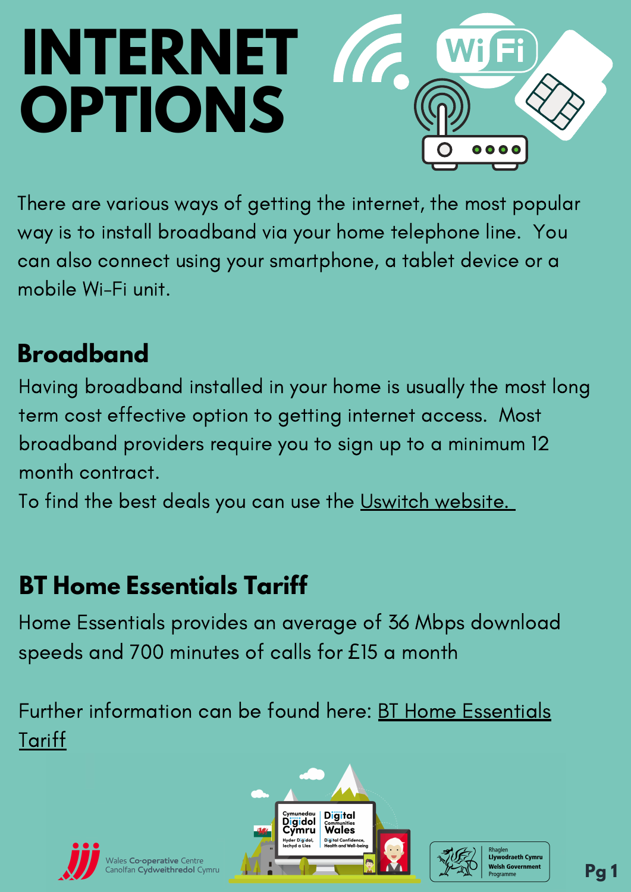# INTERNET OPTIONS

There are various ways of getting the internet, the most popular way is to install broadband via your home telephone line. You can also connect using your smartphone, a tablet device or a mobile Wi-Fi unit.

## Broadband

Having broadband installed in your home is usually the most long term cost effective option to getting internet access. Most broadband providers require you to sign up to a minimum 12 month contract.

To find the best deals you can use the Uswitch website.

## BT Home Essentials Tariff

Home Essentials provides an average of 36 Mbps download speeds and 700 minutes of calls for £15 a month

Further information can be found here: BT Home Essentials Tariff

Wales Co-operative Centre
Canolfan Cydweithredol Cymru

Cymunedau Digidol Cymru
Hyder Digidol, Iechyd a Lles

Digital Communities Wales
Digital Confidence, Health and Well-being

Rhaglen Llywodraeth Cymru
Welsh Government Programme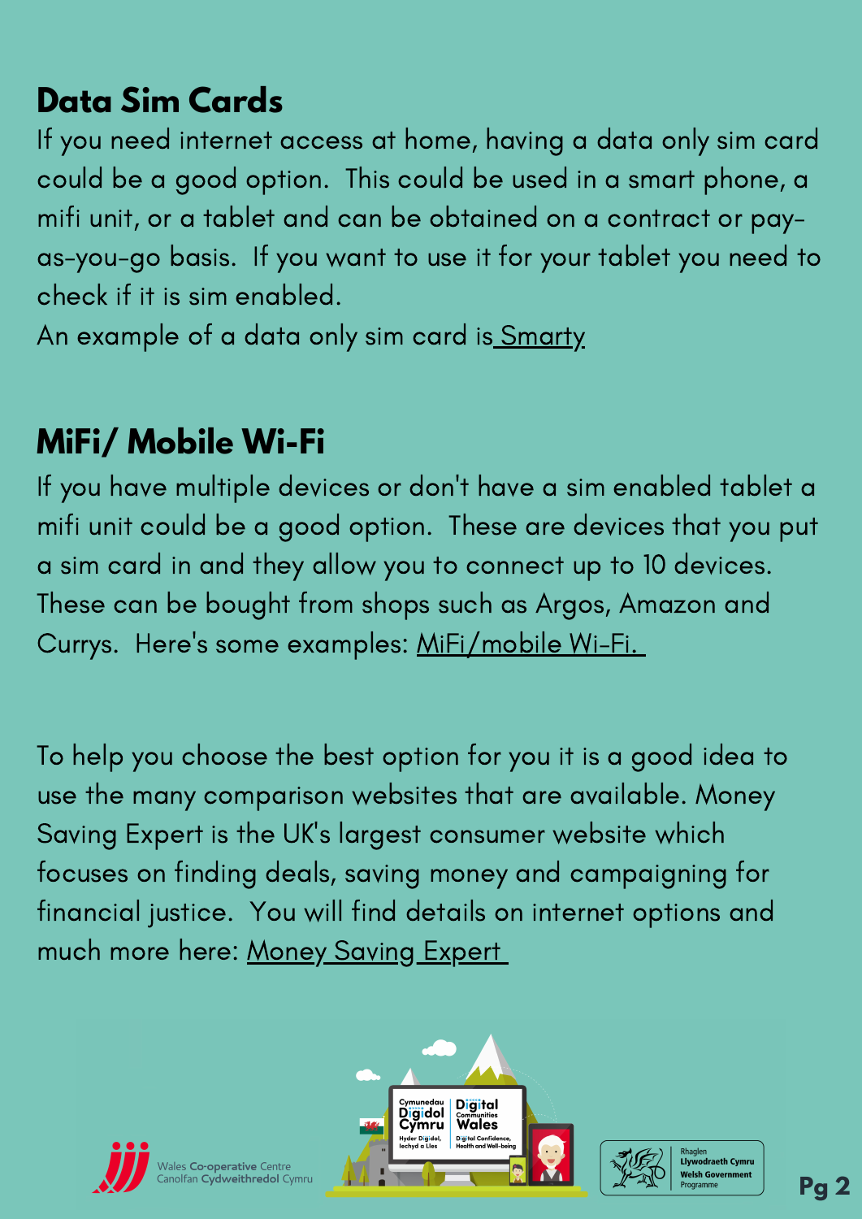## Data Sim Cards

If you need internet access at home, having a data only sim card could be a good option. This could be used in a smart phone, a mifi unit, or a tablet and can be obtained on a contract or pay-as-you-go basis. If you want to use it for your tablet you need to check if it is sim enabled.

An example of a data only sim card is Smarty

## MiFi/ Mobile Wi-Fi

If you have multiple devices or don't have a sim enabled tablet a mifi unit could be a good option. These are devices that you put a sim card in and they allow you to connect up to 10 devices. These can be bought from shops such as Argos, Amazon and Currys. Here's some examples: MiFi/mobile Wi-Fi.

To help you choose the best option for you it is a good idea to use the many comparison websites that are available. Money Saving Expert is the UK's largest consumer website which focuses on finding deals, saving money and campaigning for financial justice. You will find details on internet options and much more here: Money Saving Expert

Wales Co-operative Centre
Canolfan Cydweithredol Cymru

Cymunedau Digidol Cymru
Hyder Digidol, Iechyd a Lles

Digital Communities Wales
Digital Confidence, Health and Well-being

Rhaglen Llywodraeth Cymru
Welsh Government Programme